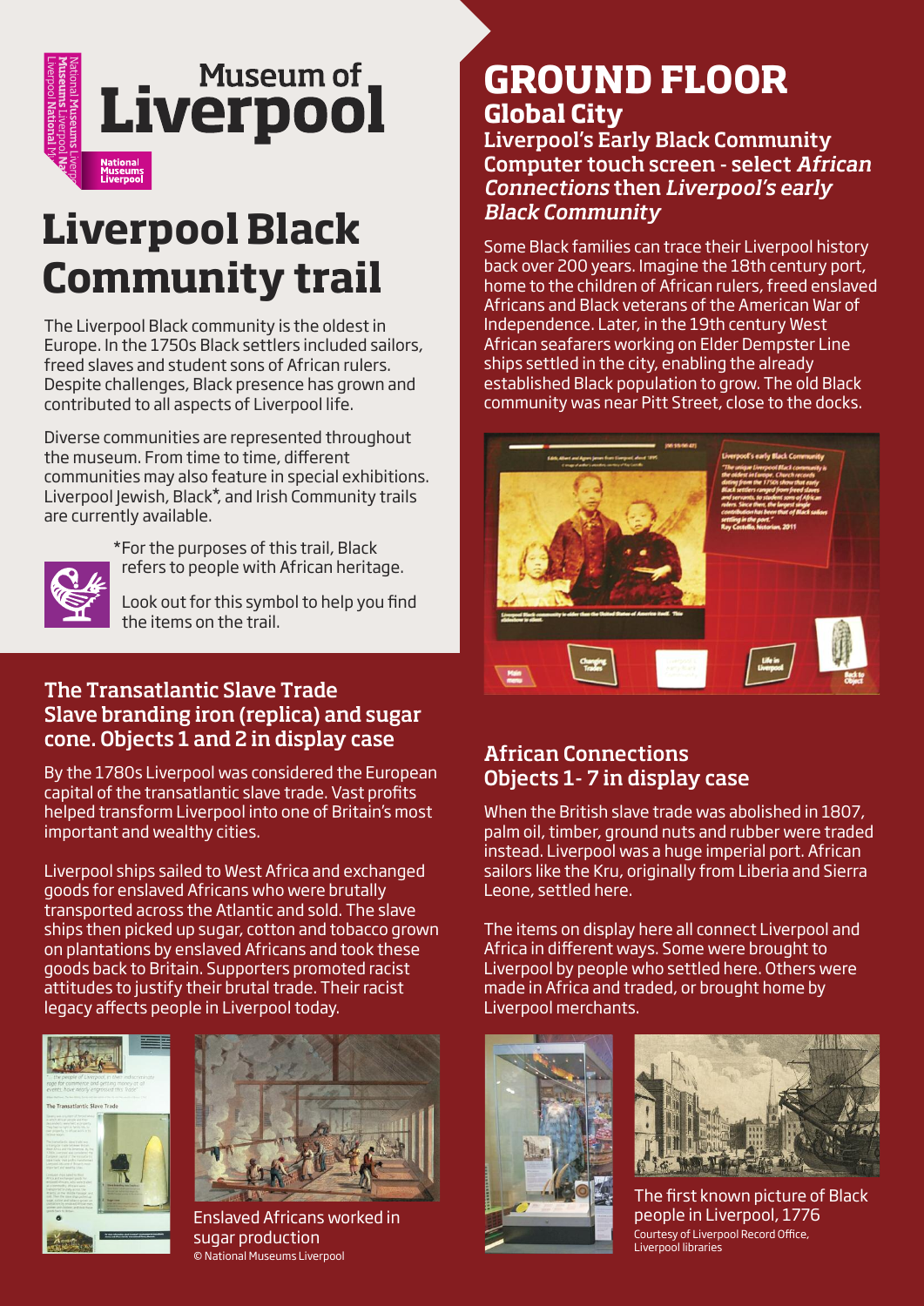Museum of Liverpool

National Museums Liverpool

# Liverpool Black Community trail

The Liverpool Black community is the oldest in Europe. In the 1750s Black settlers included sailors, freed slaves and student sons of African rulers. Despite challenges, Black presence has grown and contributed to all aspects of Liverpool life.

Diverse communities are represented throughout the museum. From time to time, different communities may also feature in special exhibitions. Liverpool Jewish, Black*, and Irish Community trails are currently available.

*For the purposes of this trail, Black refers to people with African heritage.

Look out for this symbol to help you find the items on the trail.

### The Transatlantic Slave Trade
### Slave branding iron (replica) and sugar cone. Objects 1 and 2 in display case

By the 1780s Liverpool was considered the European capital of the transatlantic slave trade. Vast profits helped transform Liverpool into one of Britain's most important and wealthy cities.

Liverpool ships sailed to West Africa and exchanged goods for enslaved Africans who were brutally transported across the Atlantic and sold. The slave ships then picked up sugar, cotton and tobacco grown on plantations by enslaved Africans and took these goods back to Britain. Supporters promoted racist attitudes to justify their brutal trade. Their racist legacy affects people in Liverpool today.

Enslaved Africans worked in sugar production
© National Museums Liverpool

# GROUND FLOOR
## Global City
### Liverpool's Early Black Community
### Computer touch screen - select *African Connections* then *Liverpool's early Black Community*

Some Black families can trace their Liverpool history back over 200 years. Imagine the 18th century port, home to the children of African rulers, freed enslaved Africans and Black veterans of the American War of Independence. Later, in the 19th century West African seafarers working on Elder Dempster Line ships settled in the city, enabling the already established Black population to grow. The old Black community was near Pitt Street, close to the docks.

### African Connections
### Objects 1- 7 in display case

When the British slave trade was abolished in 1807, palm oil, timber, ground nuts and rubber were traded instead. Liverpool was a huge imperial port. African sailors like the Kru, originally from Liberia and Sierra Leone, settled here.

The items on display here all connect Liverpool and Africa in different ways. Some were brought to Liverpool by people who settled here. Others were made in Africa and traded, or brought home by Liverpool merchants.

The first known picture of Black people in Liverpool, 1776
Courtesy of Liverpool Record Office, Liverpool libraries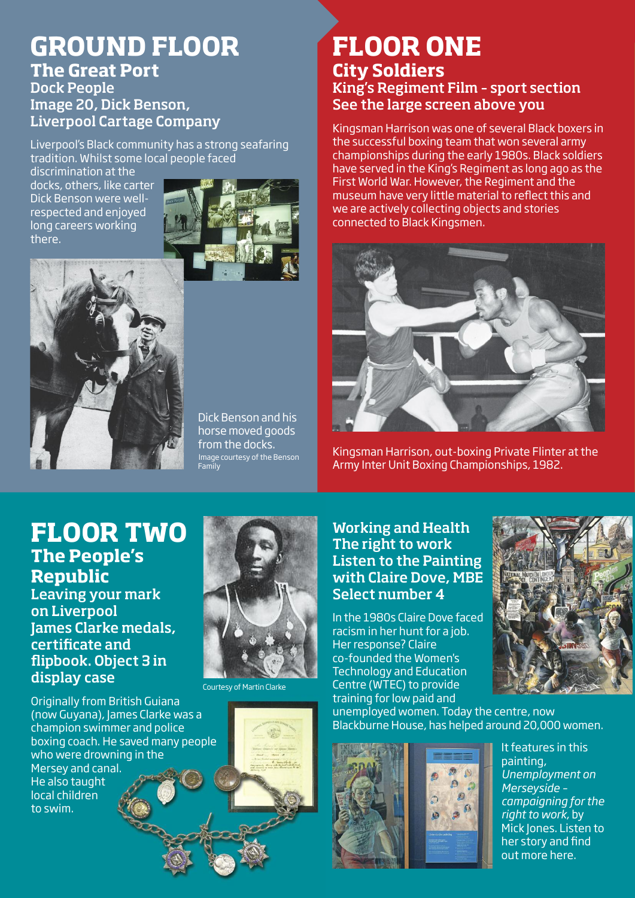# GROUND FLOOR

## The Great Port

### Dock People
### Image 20, Dick Benson, Liverpool Cartage Company

Liverpool's Black community has a strong seafaring tradition. Whilst some local people faced discrimination at the docks, others, like carter Dick Benson were well-respected and enjoyed long careers working there.

Dick Benson and his horse moved goods from the docks.

Image courtesy of the Benson Family

# FLOOR ONE

## City Soldiers

### King's Regiment Film - sport section
### See the large screen above you

Kingsman Harrison was one of several Black boxers in the successful boxing team that won several army championships during the early 1980s. Black soldiers have served in the King's Regiment as long ago as the First World War. However, the Regiment and the museum have very little material to reflect this and we are actively collecting objects and stories connected to Black Kingsmen.

Kingsman Harrison, out-boxing Private Flinter at the Army Inter Unit Boxing Championships, 1982.

# FLOOR TWO

## The People's Republic

### Leaving your mark on Liverpool
### James Clarke medals, certificate and flipbook. Object 3 in display case

Courtesy of Martin Clarke

Originally from British Guiana (now Guyana), James Clarke was a champion swimmer and police boxing coach. He saved many people who were drowning in the Mersey and canal. He also taught local children to swim.

### Working and Health
### The right to work
### Listen to the Painting with Claire Dove, MBE
### Select number 4

In the 1980s Claire Dove faced racism in her hunt for a job. Her response? Claire co-founded the Women's Technology and Education Centre (WTEC) to provide training for low paid and unemployed women. Today the centre, now Blackburne House, has helped around 20,000 women.

It features in this painting, *Unemployment on Merseyside – campaigning for the right to work*, by Mick Jones. Listen to her story and find out more here.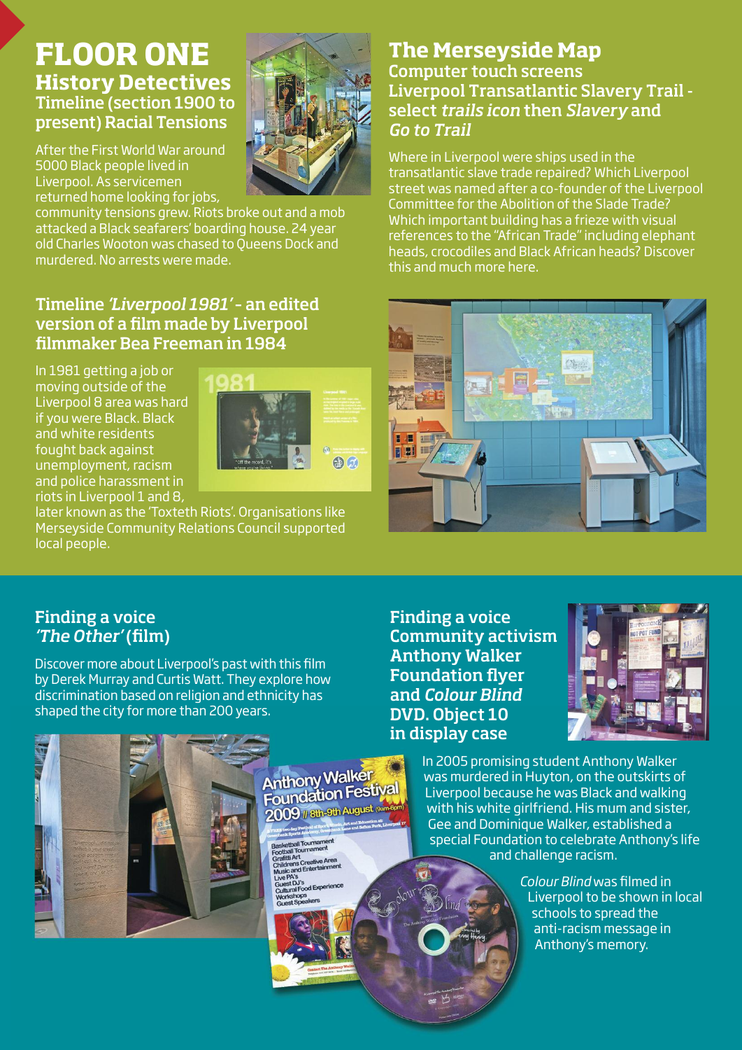# FLOOR ONE

## History Detectives

### Timeline (section 1900 to present) Racial Tensions

After the First World War around 5000 Black people lived in Liverpool. As servicemen returned home looking for jobs, community tensions grew. Riots broke out and a mob attacked a Black seafarers' boarding house. 24 year old Charles Wooton was chased to Queens Dock and murdered. No arrests were made.

### Timeline *'Liverpool 1981'* - an edited version of a film made by Liverpool filmmaker Bea Freeman in 1984

In 1981 getting a job or moving outside of the Liverpool 8 area was hard if you were Black. Black and white residents fought back against unemployment, racism and police harassment in riots in Liverpool 1 and 8, later known as the 'Toxteth Riots'. Organisations like Merseyside Community Relations Council supported local people.

## The Merseyside Map

### Computer touch screens Liverpool Transatlantic Slavery Trail - select *trails icon* then *Slavery* and *Go to Trail*

Where in Liverpool were ships used in the transatlantic slave trade repaired? Which Liverpool street was named after a co-founder of the Liverpool Committee for the Abolition of the Slade Trade? Which important building has a frieze with visual references to the "African Trade" including elephant heads, crocodiles and Black African heads? Discover this and much more here.

## Finding a voice *'The Other'* (film)

Discover more about Liverpool's past with this film by Derek Murray and Curtis Watt. They explore how discrimination based on religion and ethnicity has shaped the city for more than 200 years.

## Finding a voice Community activism Anthony Walker Foundation flyer and *Colour Blind* DVD. Object 10 in display case

In 2005 promising student Anthony Walker was murdered in Huyton, on the outskirts of Liverpool because he was Black and walking with his white girlfriend. His mum and sister, Gee and Dominique Walker, established a special Foundation to celebrate Anthony's life and challenge racism.

*Colour Blind* was filmed in Liverpool to be shown in local schools to spread the anti-racism message in Anthony's memory.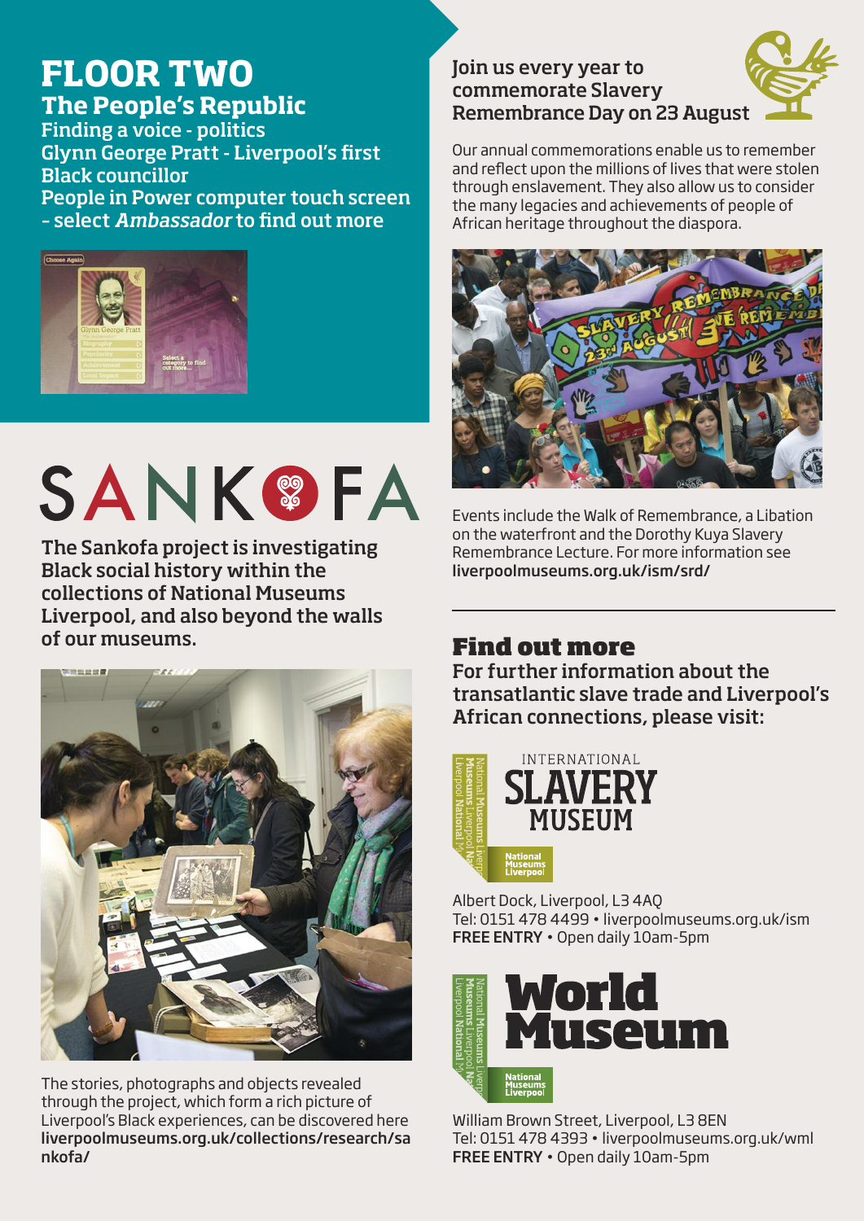# FLOOR TWO

## The People's Republic

**Finding a voice - politics**
**Glynn George Pratt - Liverpool's first Black councillor**
**People in Power computer touch screen – select *Ambassador* to find out more**

# SANKOFA

**The Sankofa project is investigating Black social history within the collections of National Museums Liverpool, and also beyond the walls of our museums.**

The stories, photographs and objects revealed through the project, which form a rich picture of Liverpool's Black experiences, can be discovered here **liverpoolmuseums.org.uk/collections/research/sankofa/**

## Join us every year to commemorate Slavery Remembrance Day on 23 August

Our annual commemorations enable us to remember and reflect upon the millions of lives that were stolen through enslavement. They also allow us to consider the many legacies and achievements of people of African heritage throughout the diaspora.

Events include the Walk of Remembrance, a Libation on the waterfront and the Dorothy Kuya Slavery Remembrance Lecture. For more information see **liverpoolmuseums.org.uk/ism/srd/**

## Find out more

**For further information about the transatlantic slave trade and Liverpool's African connections, please visit:**

### International Slavery Museum

Albert Dock, Liverpool, L3 4AQ
Tel: 0151 478 4499 • liverpoolmuseums.org.uk/ism
**FREE ENTRY** • Open daily 10am-5pm

### World Museum

William Brown Street, Liverpool, L3 8EN
Tel: 0151 478 4393 • liverpoolmuseums.org.uk/wml
**FREE ENTRY** • Open daily 10am-5pm